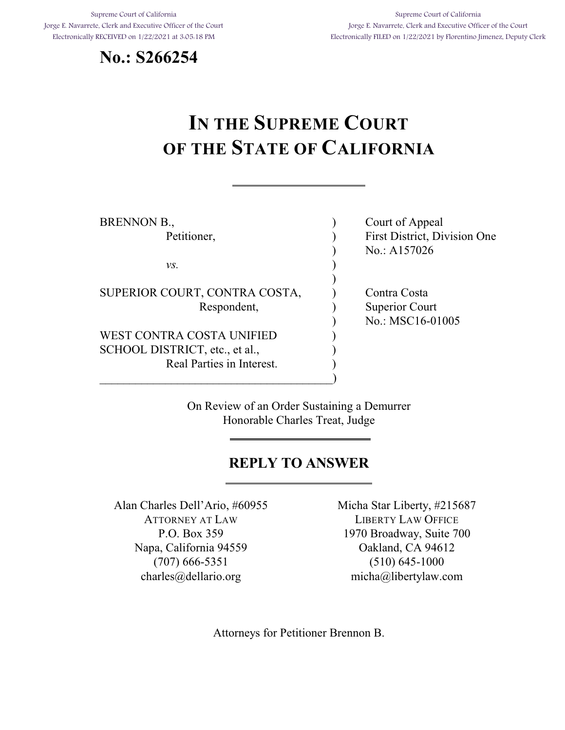Supreme Court of California
Jorge E. Navarrete, Clerk and Executive Officer of the Court
Electronically RECEIVED on 1/22/2021 at 3:05:18 PM

Supreme Court of California
Jorge E. Navarrete, Clerk and Executive Officer of the Court
Electronically FILED on 1/22/2021 by Florentino Jimenez, Deputy Clerk

**No.: S266254**

# IN THE SUPREME COURT OF THE STATE OF CALIFORNIA

---

BRENNON B.,
Petitioner,

*vs.*

SUPERIOR COURT, CONTRA COSTA,
Respondent,

WEST CONTRA COSTA UNIFIED SCHOOL DISTRICT, etc., et al.,
Real Parties in Interest.

Court of Appeal
First District, Division One
No.: A157026

Contra Costa
Superior Court
No.: MSC16-01005

On Review of an Order Sustaining a Demurrer
Honorable Charles Treat, Judge

---

## REPLY TO ANSWER

---

Alan Charles Dell'Ario, #60955
ATTORNEY AT LAW
P.O. Box 359
Napa, California 94559
(707) 666-5351
charles@dellario.org

Micha Star Liberty, #215687
LIBERTY LAW OFFICE
1970 Broadway, Suite 700
Oakland, CA 94612
(510) 645-1000
micha@libertylaw.com

Attorneys for Petitioner Brennon B.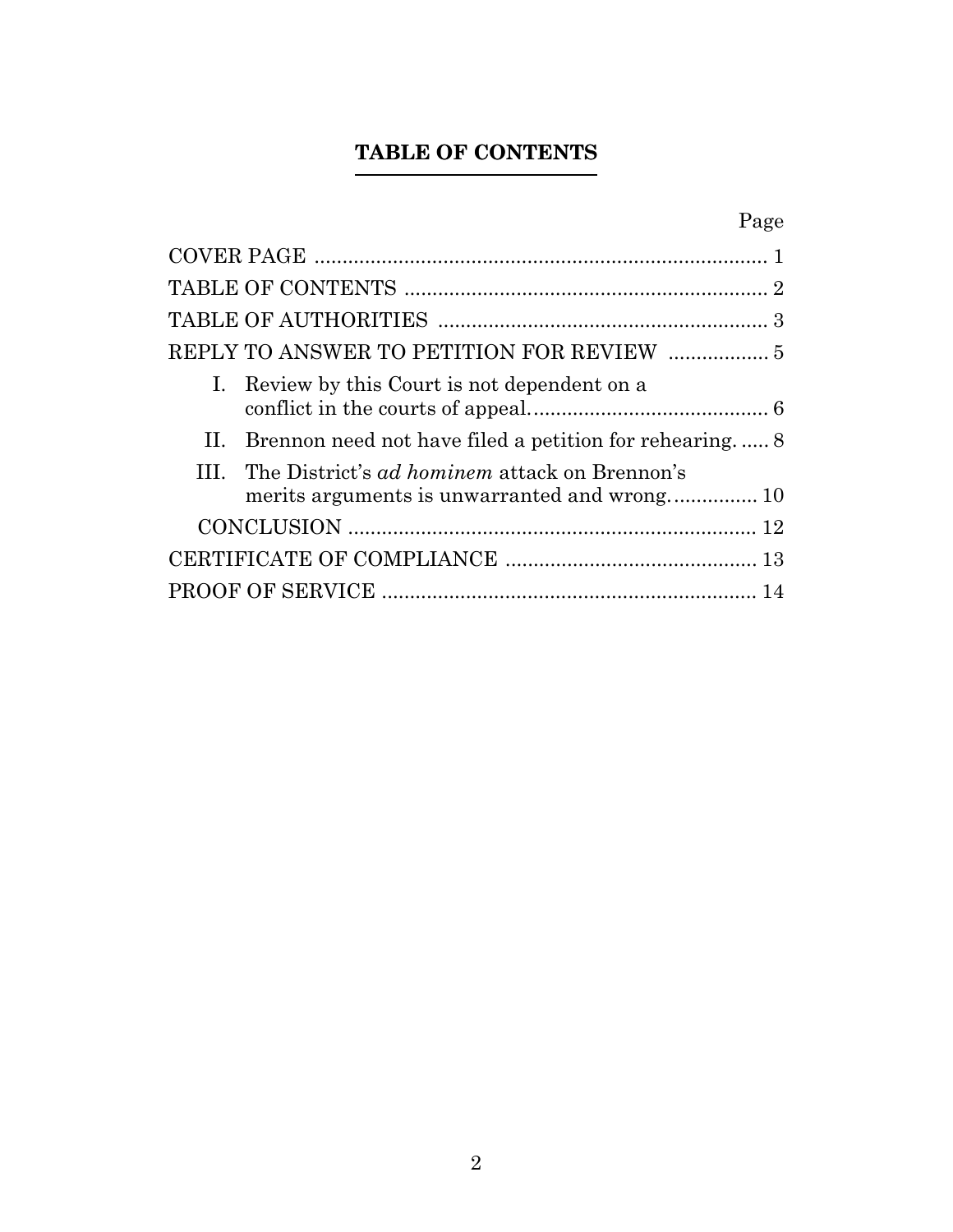## TABLE OF CONTENTS

| | Page |
|---|---|
| COVER PAGE | 1 |
| TABLE OF CONTENTS | 2 |
| TABLE OF AUTHORITIES | 3 |
| REPLY TO ANSWER TO PETITION FOR REVIEW | 5 |
| I. Review by this Court is not dependent on a conflict in the courts of appeal. | 6 |
| II. Brennon need not have filed a petition for rehearing. | 8 |
| III. The District's *ad hominem* attack on Brennon's merits arguments is unwarranted and wrong. | 10 |
| CONCLUSION | 12 |
| CERTIFICATE OF COMPLIANCE | 13 |
| PROOF OF SERVICE | 14 |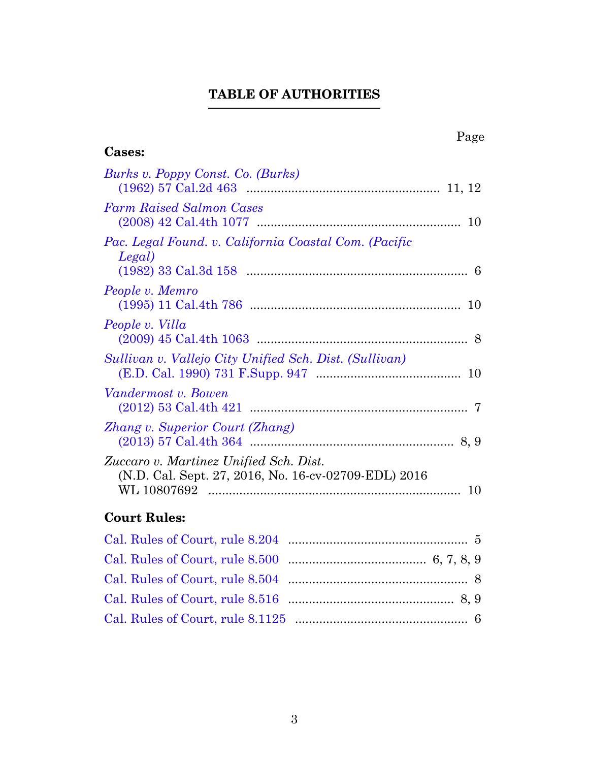# TABLE OF AUTHORITIES

Page

**Cases:**

*Burks v. Poppy Const. Co. (Burks)*
(1962) 57 Cal.2d 463 ........................................................ 11, 12

*Farm Raised Salmon Cases*
(2008) 42 Cal.4th 1077 ........................................................ 10

*Pac. Legal Found. v. California Coastal Com. (Pacific Legal)*
(1982) 33 Cal.3d 158 ........................................................ 6

*People v. Memro*
(1995) 11 Cal.4th 786 ........................................................ 10

*People v. Villa*
(2009) 45 Cal.4th 1063 ........................................................ 8

*Sullivan v. Vallejo City Unified Sch. Dist. (Sullivan)*
(E.D. Cal. 1990) 731 F.Supp. 947 ........................................................ 10

*Vandermost v. Bowen*
(2012) 53 Cal.4th 421 ........................................................ 7

*Zhang v. Superior Court (Zhang)*
(2013) 57 Cal.4th 364 ........................................................ 8, 9

*Zuccaro v. Martinez Unified Sch. Dist.*
(N.D. Cal. Sept. 27, 2016, No. 16-cv-02709-EDL) 2016 WL 10807692 ........................................................ 10

**Court Rules:**

Cal. Rules of Court, rule 8.204 ........................................................ 5

Cal. Rules of Court, rule 8.500 ........................................................ 6, 7, 8, 9

Cal. Rules of Court, rule 8.504 ........................................................ 8

Cal. Rules of Court, rule 8.516 ........................................................ 8, 9

Cal. Rules of Court, rule 8.1125 ........................................................ 6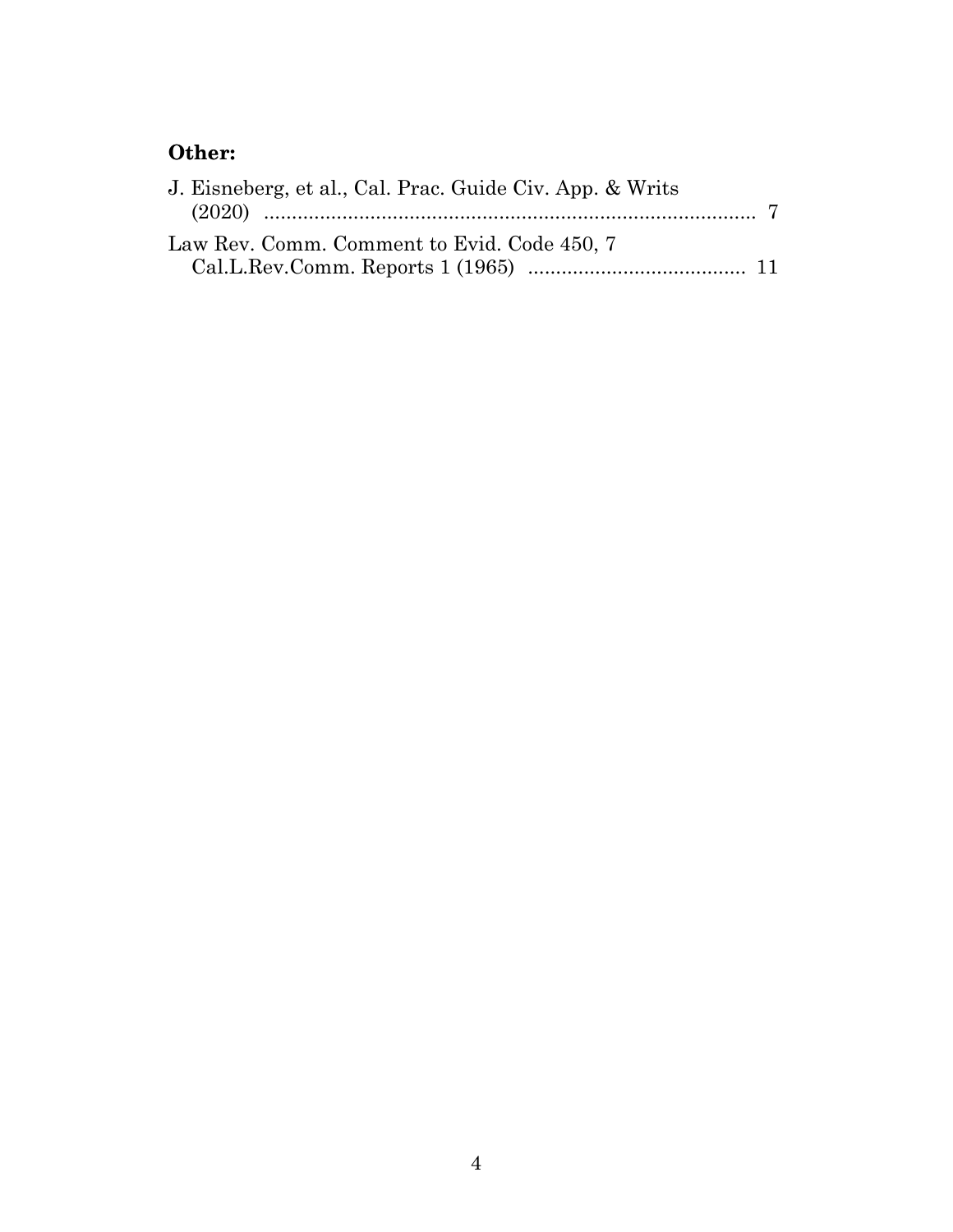**Other:**

J. Eisneberg, et al., Cal. Prac. Guide Civ. App. & Writs (2020) ........................................................................................ 7

Law Rev. Comm. Comment to Evid. Code 450, 7 Cal.L.Rev.Comm. Reports 1 (1965) ....................................... 11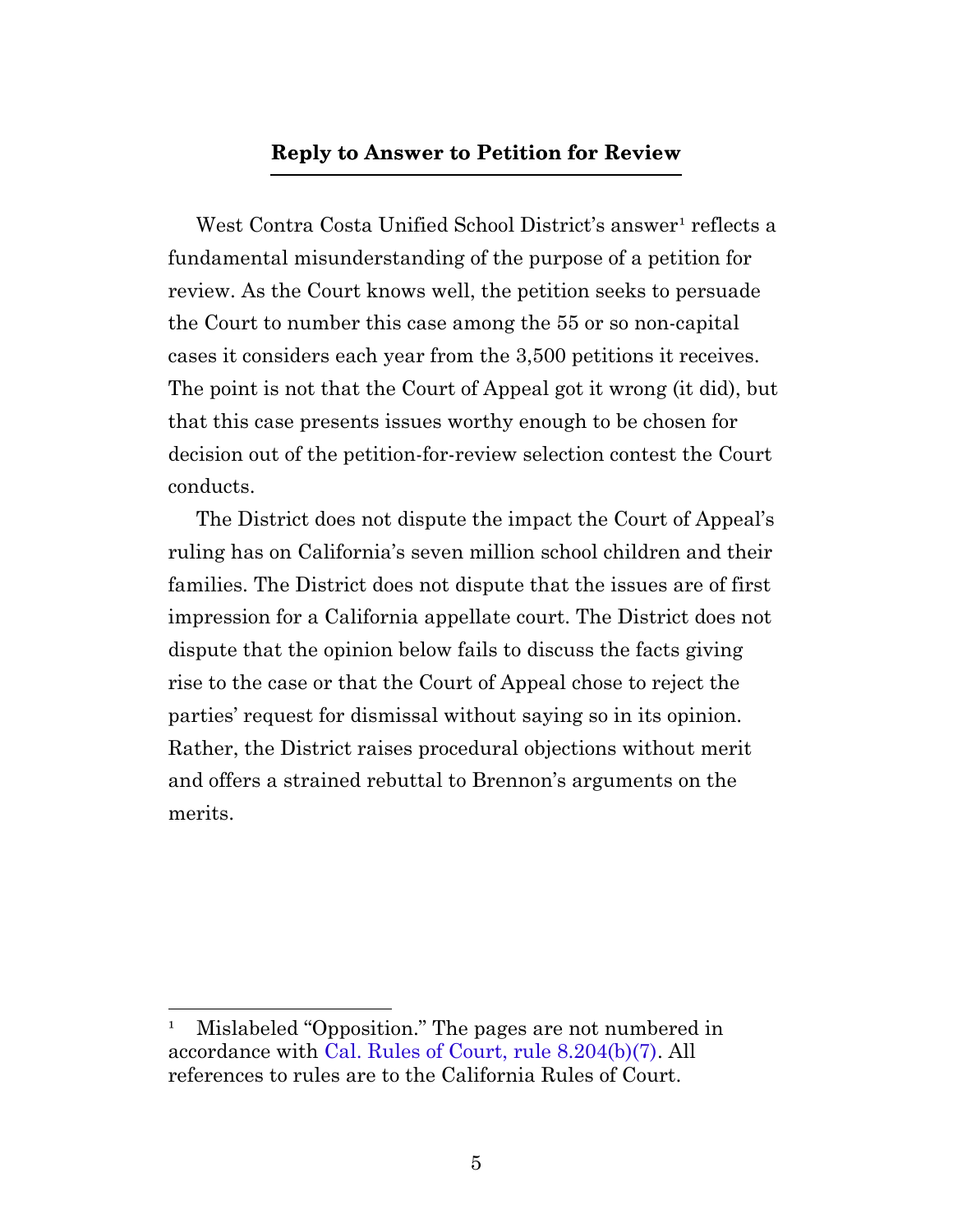## Reply to Answer to Petition for Review

West Contra Costa Unified School District's answer[1] reflects a fundamental misunderstanding of the purpose of a petition for review. As the Court knows well, the petition seeks to persuade the Court to number this case among the 55 or so non-capital cases it considers each year from the 3,500 petitions it receives. The point is not that the Court of Appeal got it wrong (it did), but that this case presents issues worthy enough to be chosen for decision out of the petition-for-review selection contest the Court conducts.

The District does not dispute the impact the Court of Appeal's ruling has on California's seven million school children and their families. The District does not dispute that the issues are of first impression for a California appellate court. The District does not dispute that the opinion below fails to discuss the facts giving rise to the case or that the Court of Appeal chose to reject the parties' request for dismissal without saying so in its opinion. Rather, the District raises procedural objections without merit and offers a strained rebuttal to Brennon's arguments on the merits.

---

[1] Mislabeled "Opposition." The pages are not numbered in accordance with Cal. Rules of Court, rule 8.204(b)(7). All references to rules are to the California Rules of Court.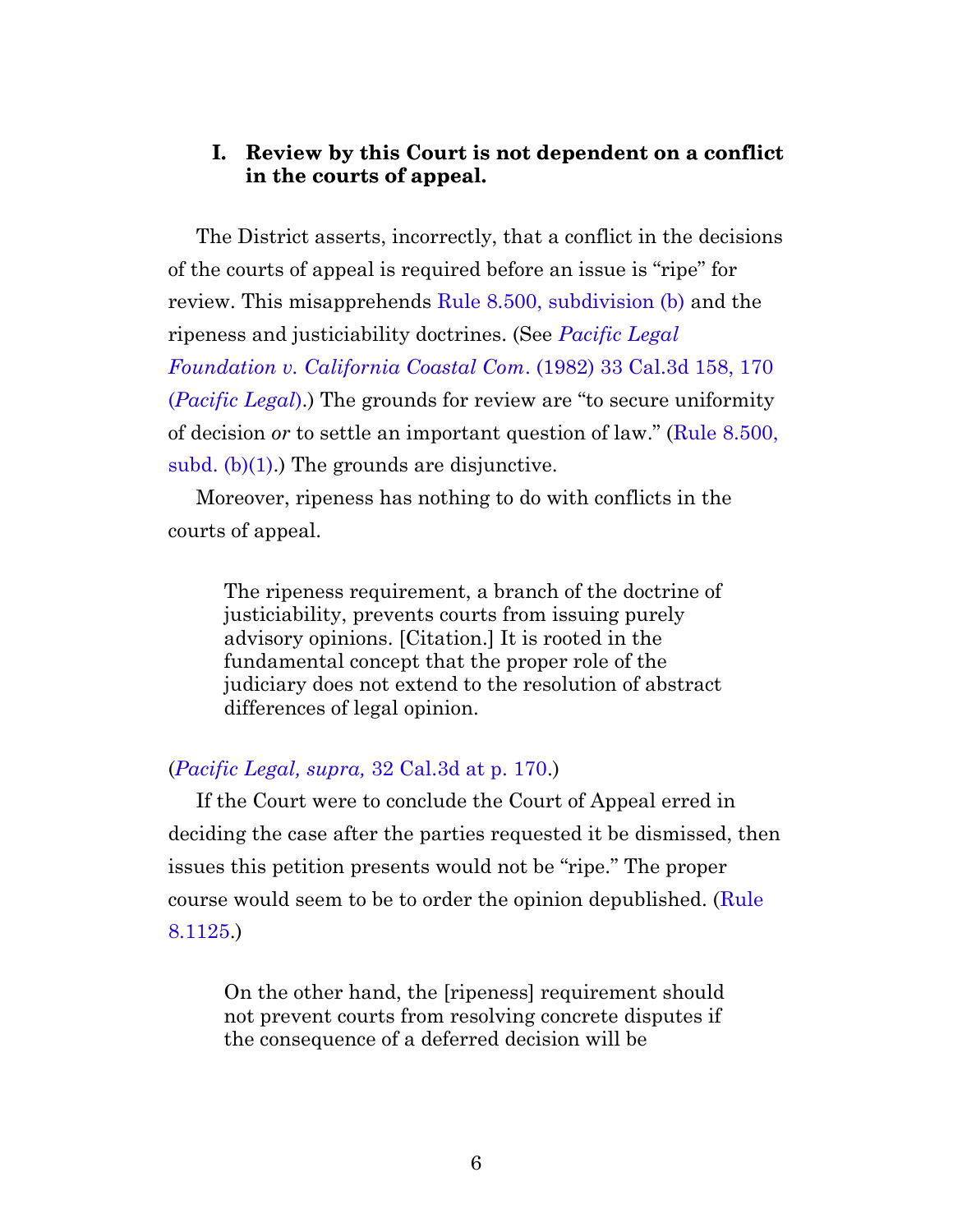## I. Review by this Court is not dependent on a conflict in the courts of appeal.

The District asserts, incorrectly, that a conflict in the decisions of the courts of appeal is required before an issue is "ripe" for review. This misapprehends Rule 8.500, subdivision (b) and the ripeness and justiciability doctrines. (See *Pacific Legal Foundation v. California Coastal Com*. (1982) 33 Cal.3d 158, 170 (*Pacific Legal*).) The grounds for review are "to secure uniformity of decision *or* to settle an important question of law." (Rule 8.500, subd. (b)(1).) The grounds are disjunctive.

Moreover, ripeness has nothing to do with conflicts in the courts of appeal.

> The ripeness requirement, a branch of the doctrine of justiciability, prevents courts from issuing purely advisory opinions. [Citation.] It is rooted in the fundamental concept that the proper role of the judiciary does not extend to the resolution of abstract differences of legal opinion.

(*Pacific Legal, supra,* 32 Cal.3d at p. 170.)

If the Court were to conclude the Court of Appeal erred in deciding the case after the parties requested it be dismissed, then issues this petition presents would not be "ripe." The proper course would seem to be to order the opinion depublished. (Rule 8.1125.)

> On the other hand, the [ripeness] requirement should not prevent courts from resolving concrete disputes if the consequence of a deferred decision will be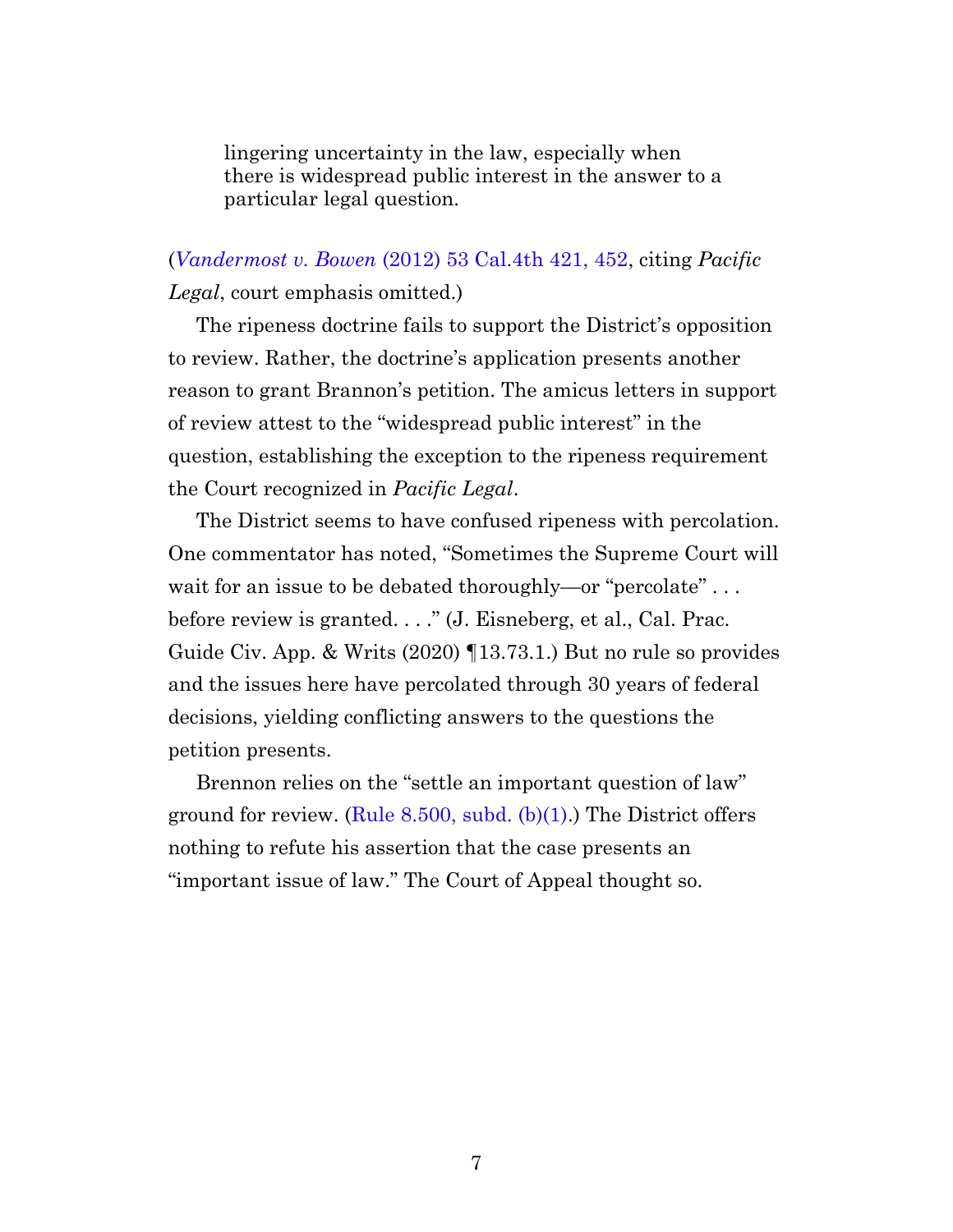> lingering uncertainty in the law, especially when there is widespread public interest in the answer to a particular legal question.

(*Vandermost v. Bowen* (2012) 53 Cal.4th 421, 452, citing *Pacific Legal*, court emphasis omitted.)

The ripeness doctrine fails to support the District's opposition to review. Rather, the doctrine's application presents another reason to grant Brannon's petition. The amicus letters in support of review attest to the "widespread public interest" in the question, establishing the exception to the ripeness requirement the Court recognized in *Pacific Legal*.

The District seems to have confused ripeness with percolation. One commentator has noted, "Sometimes the Supreme Court will wait for an issue to be debated thoroughly—or "percolate" . . . before review is granted. . . ." (J. Eisneberg, et al., Cal. Prac. Guide Civ. App. & Writs (2020) ¶13.73.1.) But no rule so provides and the issues here have percolated through 30 years of federal decisions, yielding conflicting answers to the questions the petition presents.

Brennon relies on the "settle an important question of law" ground for review. (Rule 8.500, subd. (b)(1).) The District offers nothing to refute his assertion that the case presents an "important issue of law." The Court of Appeal thought so.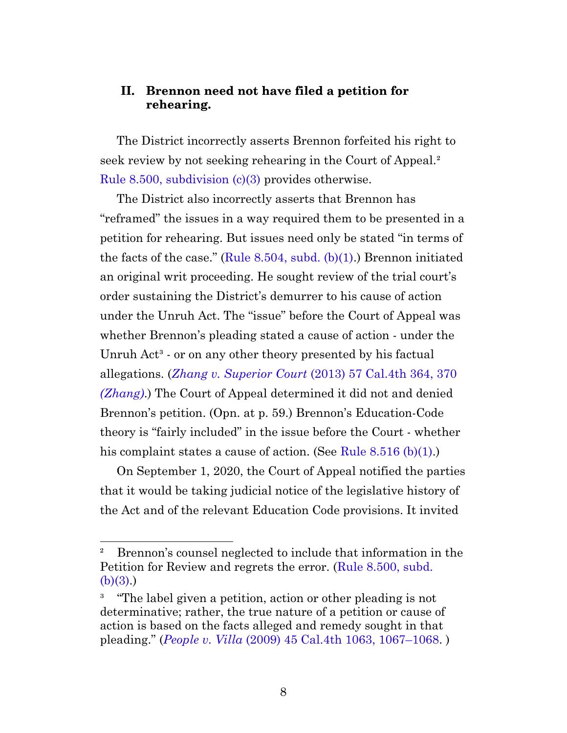## II. Brennon need not have filed a petition for rehearing.

The District incorrectly asserts Brennon forfeited his right to seek review by not seeking rehearing in the Court of Appeal.[2] Rule 8.500, subdivision (c)(3) provides otherwise.

The District also incorrectly asserts that Brennon has "reframed" the issues in a way required them to be presented in a petition for rehearing. But issues need only be stated "in terms of the facts of the case." (Rule 8.504, subd. (b)(1).) Brennon initiated an original writ proceeding. He sought review of the trial court's order sustaining the District's demurrer to his cause of action under the Unruh Act. The "issue" before the Court of Appeal was whether Brennon's pleading stated a cause of action - under the Unruh Act[3] - or on any other theory presented by his factual allegations. (*Zhang v. Superior Court* (2013) 57 Cal.4th 364, 370 *(Zhang)*.) The Court of Appeal determined it did not and denied Brennon's petition. (Opn. at p. 59.) Brennon's Education-Code theory is "fairly included" in the issue before the Court - whether his complaint states a cause of action. (See Rule 8.516 (b)(1).)

On September 1, 2020, the Court of Appeal notified the parties that it would be taking judicial notice of the legislative history of the Act and of the relevant Education Code provisions. It invited

---

[2] Brennon's counsel neglected to include that information in the Petition for Review and regrets the error. (Rule 8.500, subd. (b)(3).)

[3] "The label given a petition, action or other pleading is not determinative; rather, the true nature of a petition or cause of action is based on the facts alleged and remedy sought in that pleading." (*People v. Villa* (2009) 45 Cal.4th 1063, 1067–1068. )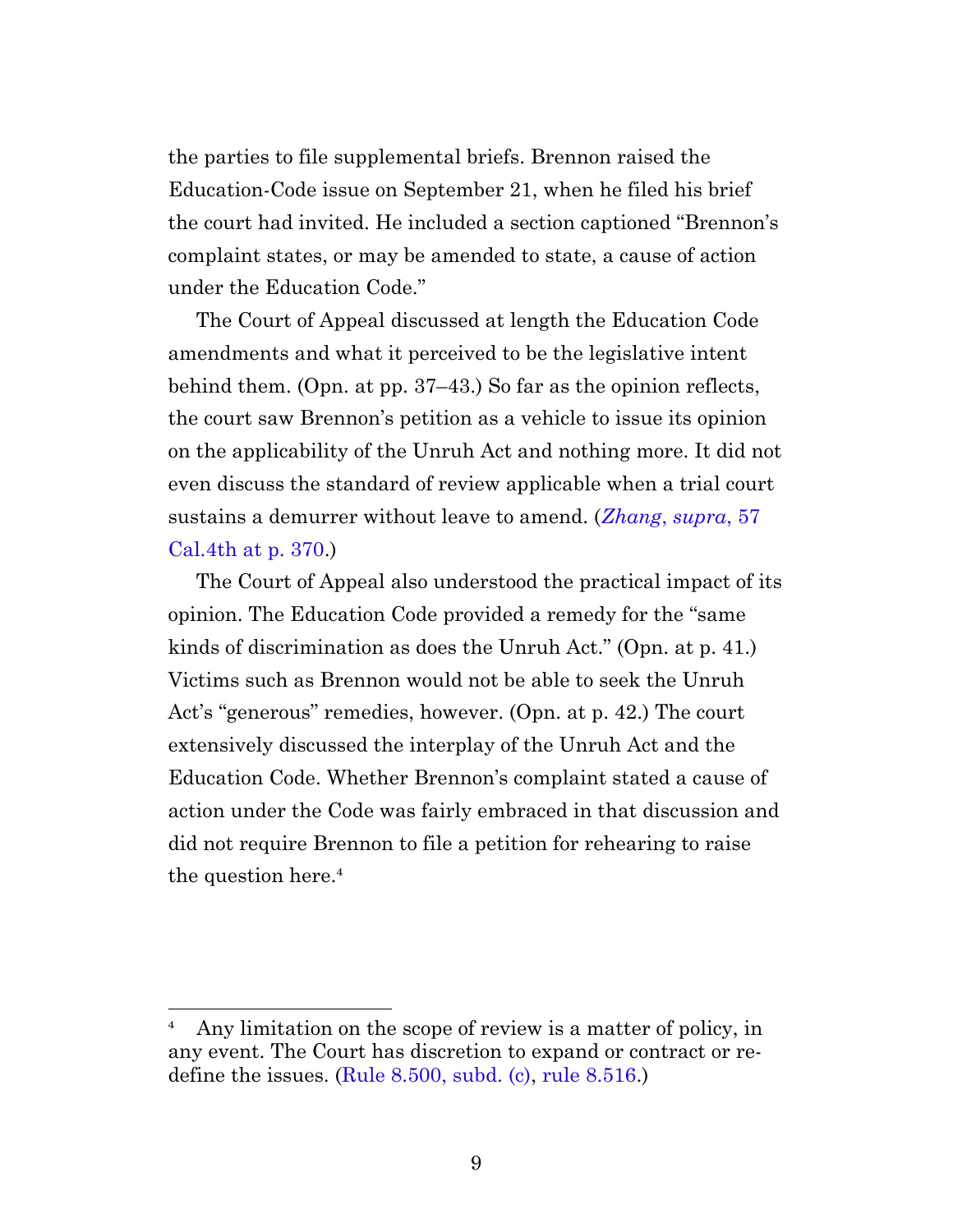the parties to file supplemental briefs. Brennon raised the Education-Code issue on September 21, when he filed his brief the court had invited. He included a section captioned "Brennon's complaint states, or may be amended to state, a cause of action under the Education Code."

The Court of Appeal discussed at length the Education Code amendments and what it perceived to be the legislative intent behind them. (Opn. at pp. 37–43.) So far as the opinion reflects, the court saw Brennon's petition as a vehicle to issue its opinion on the applicability of the Unruh Act and nothing more. It did not even discuss the standard of review applicable when a trial court sustains a demurrer without leave to amend. (*Zhang*, *supra*, 57 Cal.4th at p. 370.)

The Court of Appeal also understood the practical impact of its opinion. The Education Code provided a remedy for the "same kinds of discrimination as does the Unruh Act." (Opn. at p. 41.) Victims such as Brennon would not be able to seek the Unruh Act's "generous" remedies, however. (Opn. at p. 42.) The court extensively discussed the interplay of the Unruh Act and the Education Code. Whether Brennon's complaint stated a cause of action under the Code was fairly embraced in that discussion and did not require Brennon to file a petition for rehearing to raise the question here.[4]

---

[4] Any limitation on the scope of review is a matter of policy, in any event. The Court has discretion to expand or contract or redefine the issues. (Rule 8.500, subd. (c), rule 8.516.)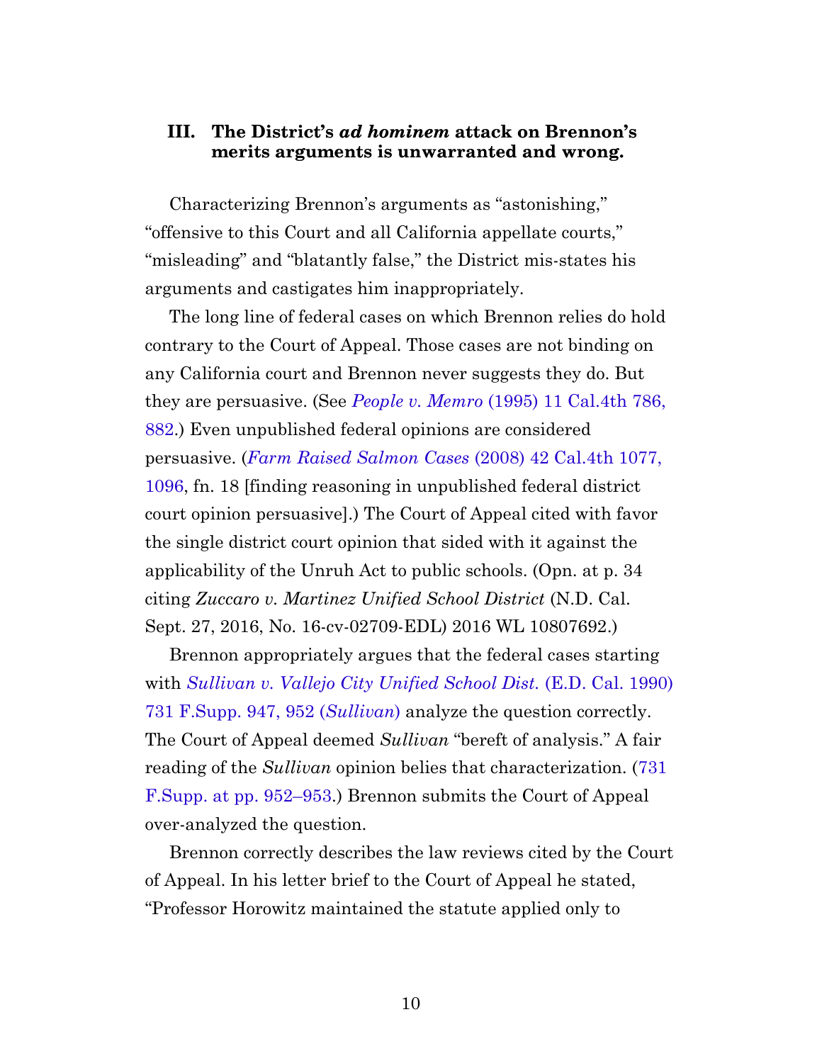## III. The District's *ad hominem* attack on Brennon's merits arguments is unwarranted and wrong.

Characterizing Brennon's arguments as "astonishing," "offensive to this Court and all California appellate courts," "misleading" and "blatantly false," the District mis-states his arguments and castigates him inappropriately.

The long line of federal cases on which Brennon relies do hold contrary to the Court of Appeal. Those cases are not binding on any California court and Brennon never suggests they do. But they are persuasive. (See *People v. Memro* (1995) 11 Cal.4th 786, 882.) Even unpublished federal opinions are considered persuasive. (*Farm Raised Salmon Cases* (2008) 42 Cal.4th 1077, 1096, fn. 18 [finding reasoning in unpublished federal district court opinion persuasive].) The Court of Appeal cited with favor the single district court opinion that sided with it against the applicability of the Unruh Act to public schools. (Opn. at p. 34 citing *Zuccaro v. Martinez Unified School District* (N.D. Cal. Sept. 27, 2016, No. 16-cv-02709-EDL) 2016 WL 10807692.)

Brennon appropriately argues that the federal cases starting with *Sullivan v. Vallejo City Unified School Dist.* (E.D. Cal. 1990) 731 F.Supp. 947, 952 (*Sullivan*) analyze the question correctly. The Court of Appeal deemed *Sullivan* "bereft of analysis." A fair reading of the *Sullivan* opinion belies that characterization. (731 F.Supp. at pp. 952–953.) Brennon submits the Court of Appeal over-analyzed the question.

Brennon correctly describes the law reviews cited by the Court of Appeal. In his letter brief to the Court of Appeal he stated, "Professor Horowitz maintained the statute applied only to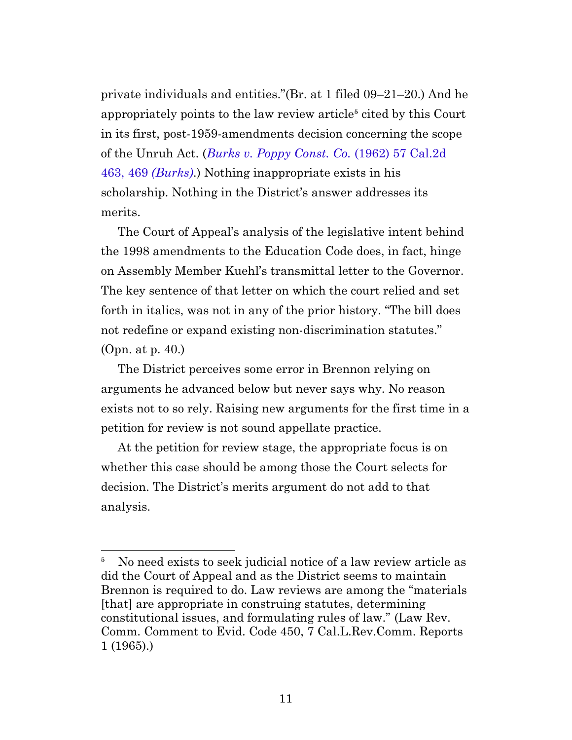private individuals and entities."(Br. at 1 filed 09–21–20.) And he appropriately points to the law review article[5] cited by this Court in its first, post-1959-amendments decision concerning the scope of the Unruh Act. (*Burks v. Poppy Const. Co.* (1962) 57 Cal.2d 463, 469 *(Burks)*.) Nothing inappropriate exists in his scholarship. Nothing in the District's answer addresses its merits.

The Court of Appeal's analysis of the legislative intent behind the 1998 amendments to the Education Code does, in fact, hinge on Assembly Member Kuehl's transmittal letter to the Governor. The key sentence of that letter on which the court relied and set forth in italics, was not in any of the prior history. "The bill does not redefine or expand existing non-discrimination statutes." (Opn. at p. 40.)

The District perceives some error in Brennon relying on arguments he advanced below but never says why. No reason exists not to so rely. Raising new arguments for the first time in a petition for review is not sound appellate practice.

At the petition for review stage, the appropriate focus is on whether this case should be among those the Court selects for decision. The District's merits argument do not add to that analysis.

---

[5] No need exists to seek judicial notice of a law review article as did the Court of Appeal and as the District seems to maintain Brennon is required to do. Law reviews are among the "materials [that] are appropriate in construing statutes, determining constitutional issues, and formulating rules of law." (Law Rev. Comm. Comment to Evid. Code 450, 7 Cal.L.Rev.Comm. Reports 1 (1965).)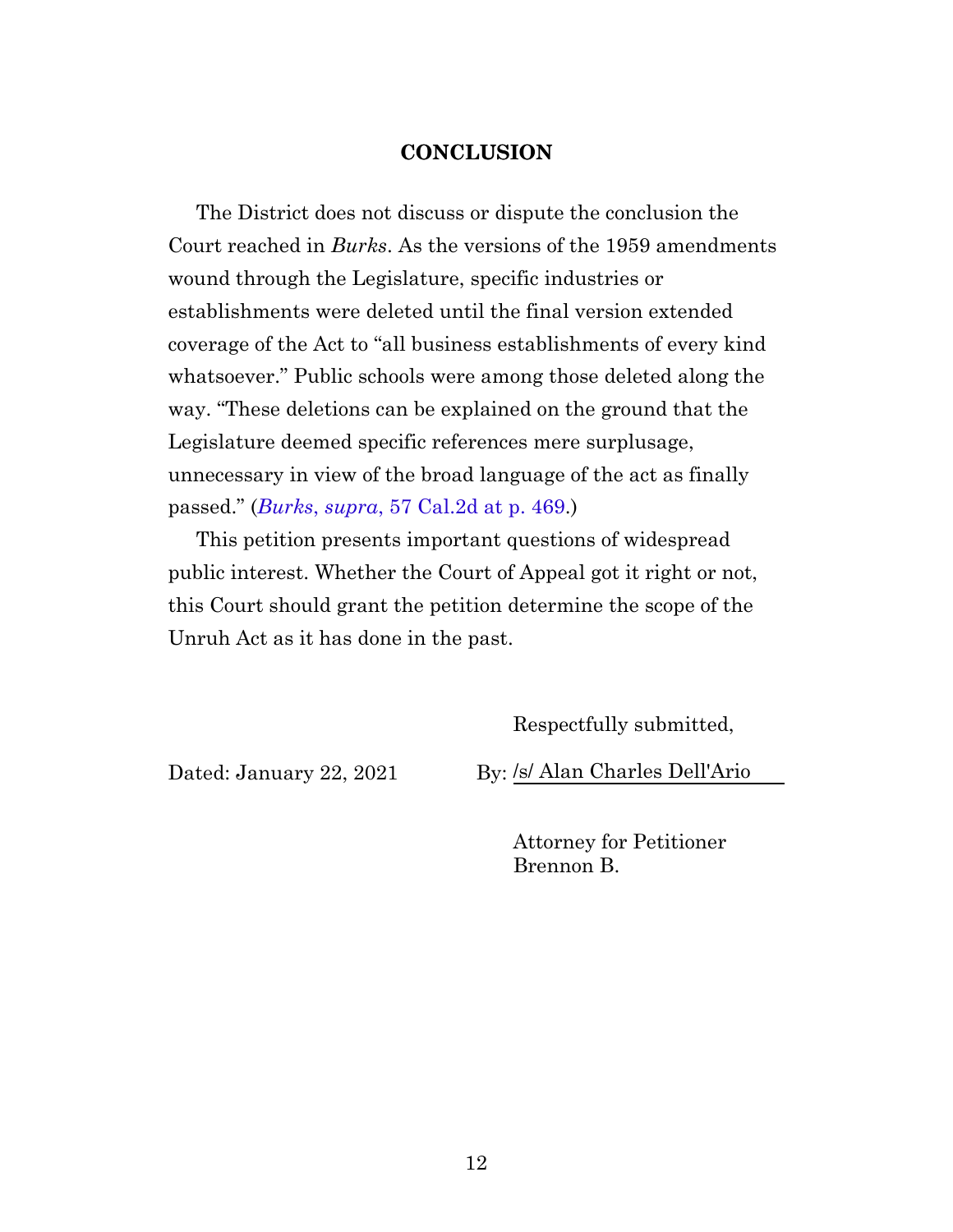## CONCLUSION

The District does not discuss or dispute the conclusion the Court reached in *Burks*. As the versions of the 1959 amendments wound through the Legislature, specific industries or establishments were deleted until the final version extended coverage of the Act to "all business establishments of every kind whatsoever." Public schools were among those deleted along the way. "These deletions can be explained on the ground that the Legislature deemed specific references mere surplusage, unnecessary in view of the broad language of the act as finally passed." (*Burks*, *supra*, 57 Cal.2d at p. 469.)

This petition presents important questions of widespread public interest. Whether the Court of Appeal got it right or not, this Court should grant the petition determine the scope of the Unruh Act as it has done in the past.

Respectfully submitted,

Dated: January 22, 2021

By: /s/ Alan Charles Dell'Ario

Attorney for Petitioner
Brennon B.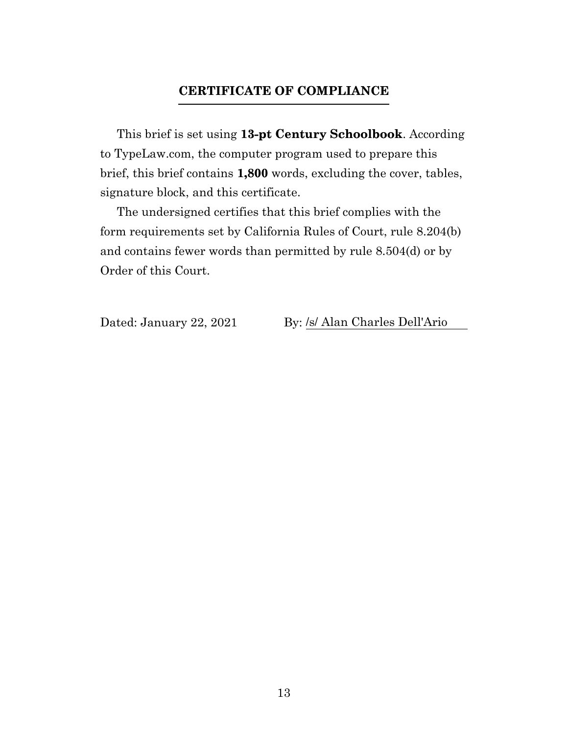## CERTIFICATE OF COMPLIANCE

This brief is set using **13-pt Century Schoolbook**. According to TypeLaw.com, the computer program used to prepare this brief, this brief contains **1,800** words, excluding the cover, tables, signature block, and this certificate.

The undersigned certifies that this brief complies with the form requirements set by California Rules of Court, rule 8.204(b) and contains fewer words than permitted by rule 8.504(d) or by Order of this Court.

Dated: January 22, 2021 By: /s/ Alan Charles Dell'Ario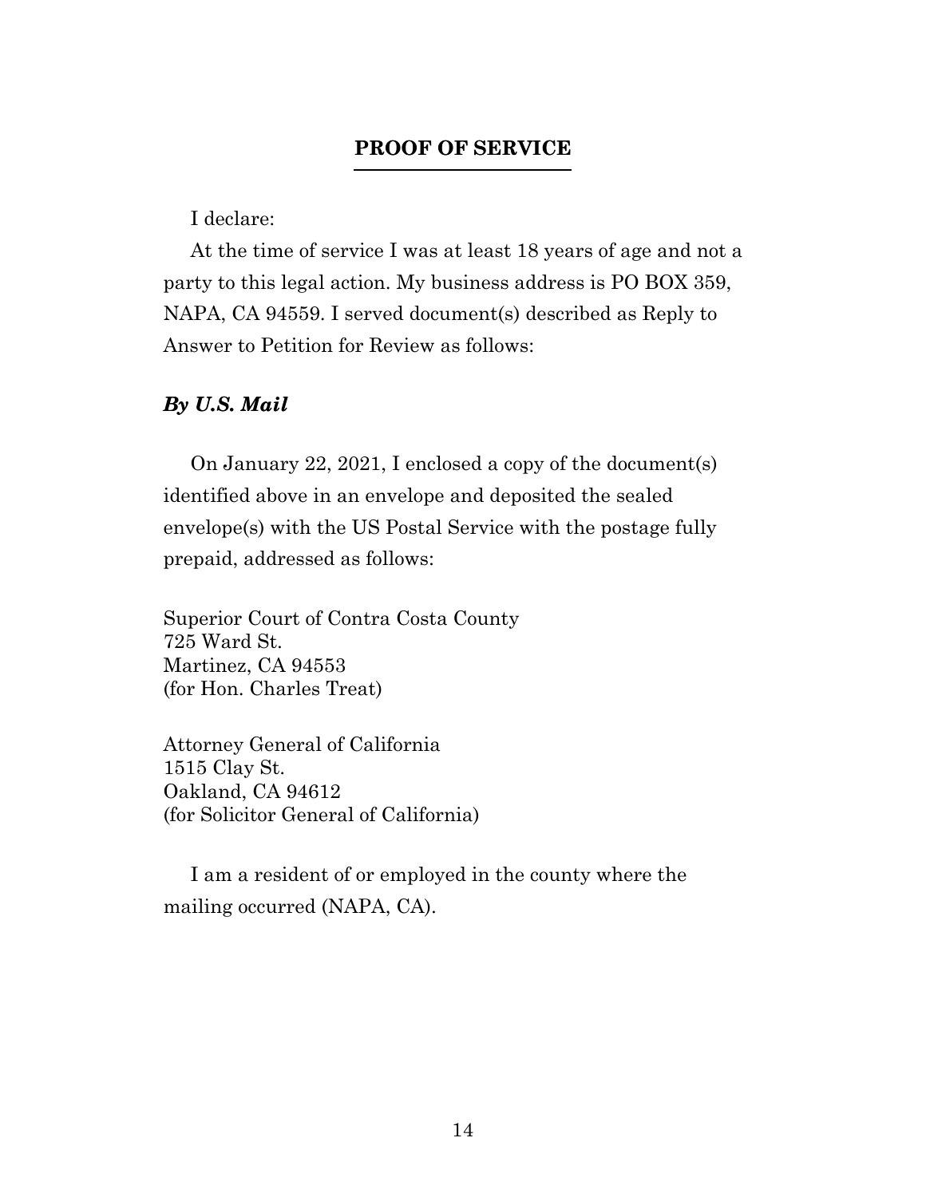## PROOF OF SERVICE

I declare:

At the time of service I was at least 18 years of age and not a party to this legal action. My business address is PO BOX 359, NAPA, CA 94559. I served document(s) described as Reply to Answer to Petition for Review as follows:

### *By U.S. Mail*

On January 22, 2021, I enclosed a copy of the document(s) identified above in an envelope and deposited the sealed envelope(s) with the US Postal Service with the postage fully prepaid, addressed as follows:

Superior Court of Contra Costa County
725 Ward St.
Martinez, CA 94553
(for Hon. Charles Treat)

Attorney General of California
1515 Clay St.
Oakland, CA 94612
(for Solicitor General of California)

I am a resident of or employed in the county where the mailing occurred (NAPA, CA).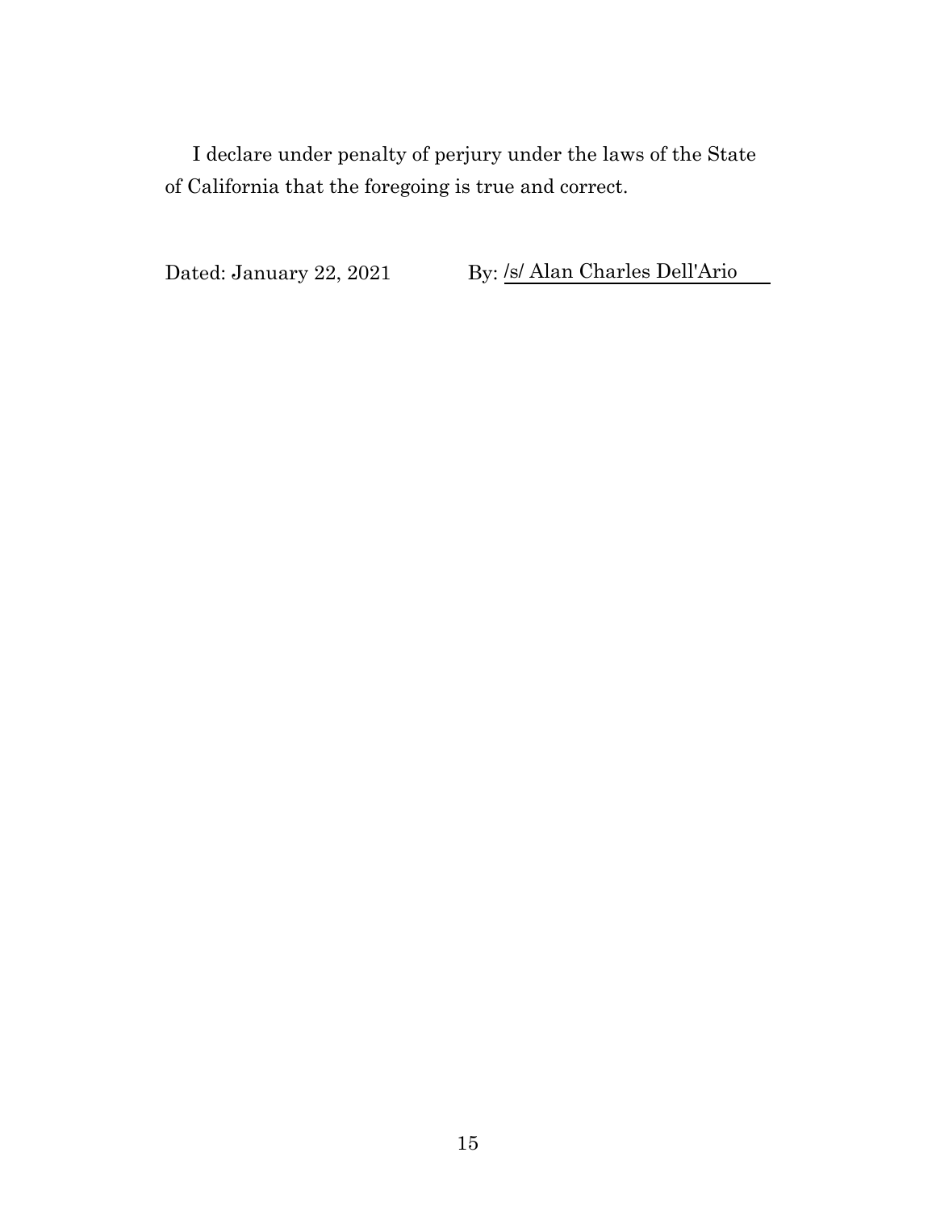I declare under penalty of perjury under the laws of the State of California that the foregoing is true and correct.

Dated: January 22, 2021 By: /s/ Alan Charles Dell'Ario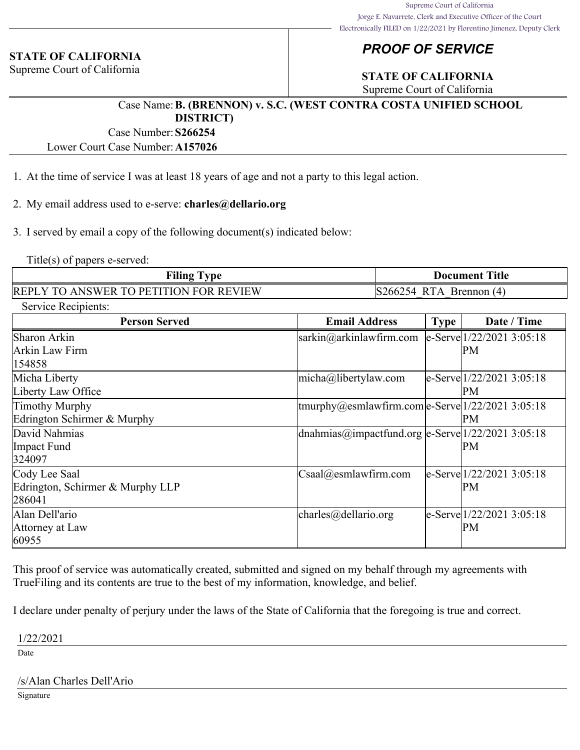Supreme Court of California
Jorge E. Navarrete, Clerk and Executive Officer of the Court
Electronically FILED on 1/22/2021 by Florentino Jimenez, Deputy Clerk

**STATE OF CALIFORNIA**
Supreme Court of California

## *PROOF OF SERVICE*

**STATE OF CALIFORNIA**
Supreme Court of California

Case Name: **B. (BRENNON) v. S.C. (WEST CONTRA COSTA UNIFIED SCHOOL DISTRICT)**
Case Number: **S266254**
Lower Court Case Number: **A157026**

1. At the time of service I was at least 18 years of age and not a party to this legal action.

2. My email address used to e-serve: **charles@dellario.org**

3. I served by email a copy of the following document(s) indicated below:

Title(s) of papers e-served:

| Filing Type | Document Title |
|---|---|
| REPLY TO ANSWER TO PETITION FOR REVIEW | S266254_RTA_Brennon (4) |

Service Recipients:

| Person Served | Email Address | Type | Date / Time |
|---|---|---|---|
| Sharon Arkin<br>Arkin Law Firm<br>154858 | sarkin@arkinlawfirm.com | e-Serve | 1/22/2021 3:05:18 PM |
| Micha Liberty<br>Liberty Law Office | micha@libertylaw.com | e-Serve | 1/22/2021 3:05:18 PM |
| Timothy Murphy<br>Edrington Schirmer & Murphy | tmurphy@esmlawfirm.com | e-Serve | 1/22/2021 3:05:18 PM |
| David Nahmias<br>Impact Fund<br>324097 | dnahmias@impactfund.org | e-Serve | 1/22/2021 3:05:18 PM |
| Cody Lee Saal<br>Edrington, Schirmer & Murphy LLP<br>286041 | Csaal@esmlawfirm.com | e-Serve | 1/22/2021 3:05:18 PM |
| Alan Dell'ario<br>Attorney at Law<br>60955 | charles@dellario.org | e-Serve | 1/22/2021 3:05:18 PM |

This proof of service was automatically created, submitted and signed on my behalf through my agreements with TrueFiling and its contents are true to the best of my information, knowledge, and belief.

I declare under penalty of perjury under the laws of the State of California that the foregoing is true and correct.

1/22/2021
Date

/s/Alan Charles Dell'Ario
Signature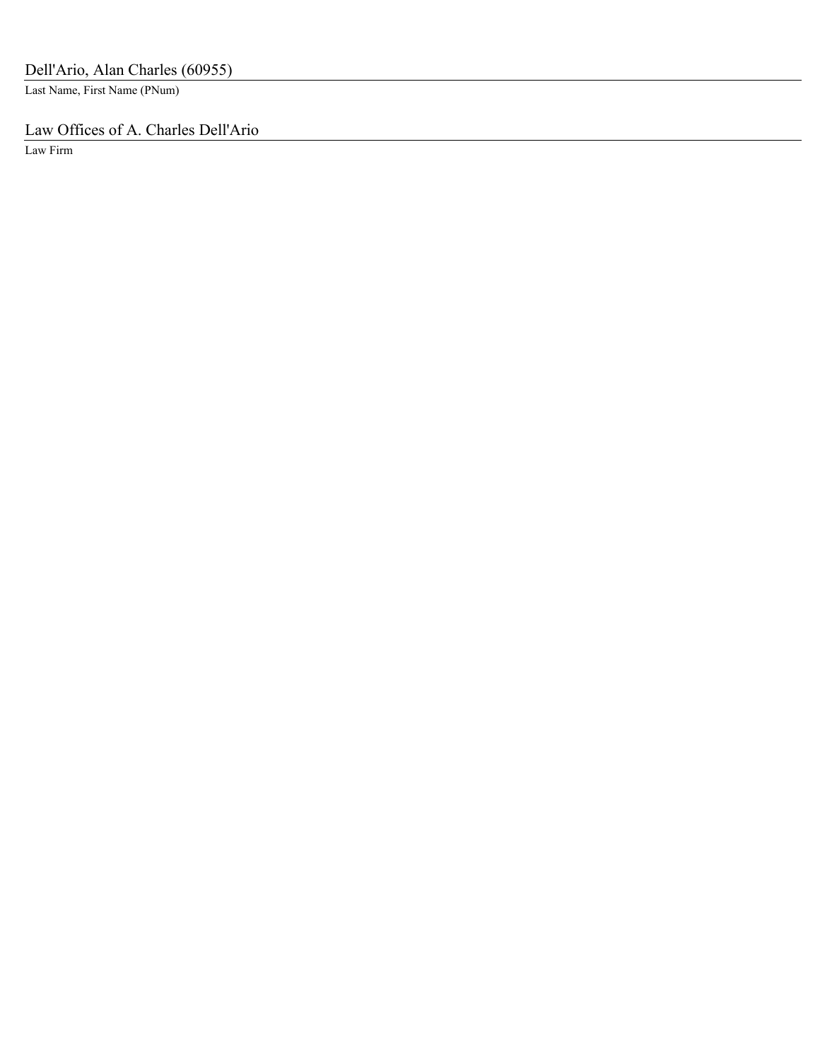Dell'Ario, Alan Charles (60955)

Last Name, First Name (PNum)

Law Offices of A. Charles Dell'Ario

Law Firm